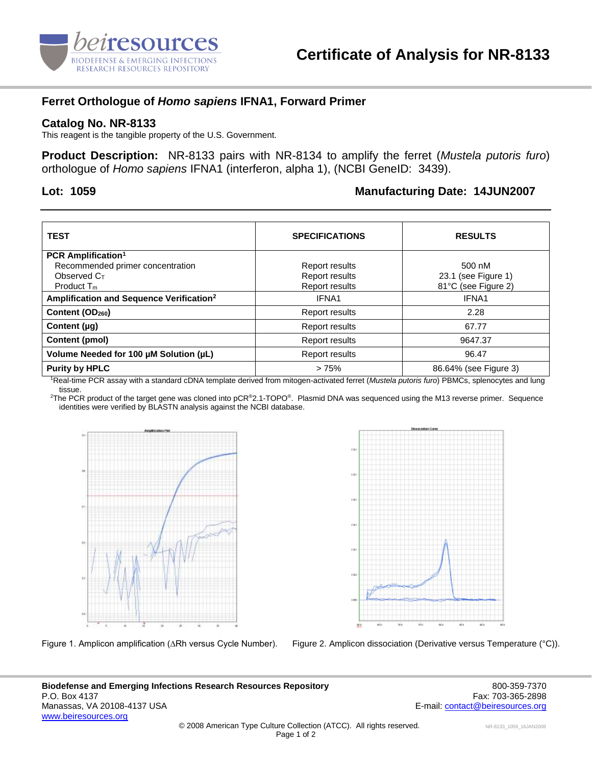# Certificate of Analysis for NR-8133

## Ferret Orthologue of *Homo sapiens* IFNA1, Forward Primer

## Catalog No. NR-8133

This reagent is the tangible property of the U.S. Government.

**Product Description:** NR-8133 pairs with NR-8134 to amplify the ferret (*Mustela putoris furo*) orthologue of *Homo sapiens* IFNA1 (interferon, alpha 1), (NCBI GeneID: 3439).

**Lot: 1059** **Manufacturing Date: 14JUN2007**

| TEST | SPECIFICATIONS | RESULTS |
|---|---|---|
| **PCR Amplification**[1] | | |
| Recommended primer concentration | Report results | 500 nM |
| Observed $C_T$ | Report results | 23.1 (see Figure 1) |
| Product $T_m$ | Report results | 81°C (see Figure 2) |
| **Amplification and Sequence Verification**[2] | IFNA1 | IFNA1 |
| **Content ($OD_{260}$)** | Report results | 2.28 |
| **Content (µg)** | Report results | 67.77 |
| **Content (pmol)** | Report results | 9647.37 |
| **Volume Needed for 100 µM Solution (µL)** | Report results | 96.47 |
| **Purity by HPLC** | > 75% | 86.64% (see Figure 3) |

[1] Real-time PCR assay with a standard cDNA template derived from mitogen-activated ferret (*Mustela putoris furo*) PBMCs, splenocytes and lung tissue.

[2] The PCR product of the target gene was cloned into pCR®2.1-TOPO®. Plasmid DNA was sequenced using the M13 reverse primer. Sequence identities were verified by BLASTN analysis against the NCBI database.

Figure 1. Amplicon amplification (ΔRh versus Cycle Number).

Figure 2. Amplicon dissociation (Derivative versus Temperature (°C)).

**Biodefense and Emerging Infections Research Resources Repository**
P.O. Box 4137
Manassas, VA 20108-4137 USA
www.beiresources.org

800-359-7370
Fax: 703-365-2898
E-mail: contact@beiresources.org

© 2008 American Type Culture Collection (ATCC). All rights reserved.

NR-8133_1059_16JAN2008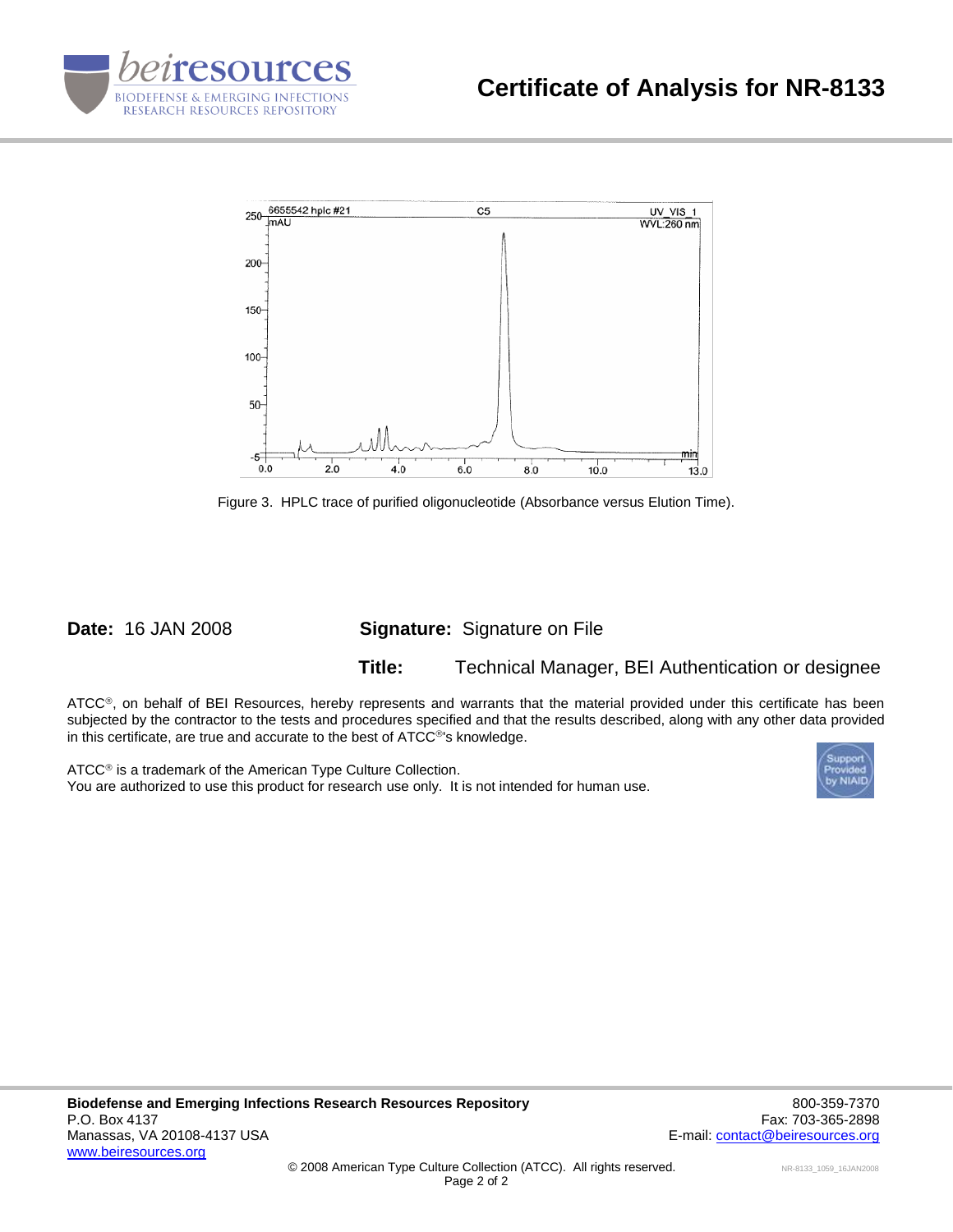# Certificate of Analysis for NR-8133

6655542 hplc #21
C5
UV_VIS_1
WVL:260 nm
mAU
250
200
150
100
50
-5
0.0
2.0
4.0
6.0
8.0
10.0
13.0
min

Figure 3. HPLC trace of purified oligonucleotide (Absorbance versus Elution Time).

**Date:** 16 JAN 2008

**Signature:** Signature on File

**Title:** Technical Manager, BEI Authentication or designee

ATCC®, on behalf of BEI Resources, hereby represents and warrants that the material provided under this certificate has been subjected by the contractor to the tests and procedures specified and that the results described, along with any other data provided in this certificate, are true and accurate to the best of ATCC®'s knowledge.

ATCC® is a trademark of the American Type Culture Collection.
You are authorized to use this product for research use only. It is not intended for human use.

Support Provided by NIAID

**Biodefense and Emerging Infections Research Resources Repository**
P.O. Box 4137
Manassas, VA 20108-4137 USA
www.beiresources.org

800-359-7370
Fax: 703-365-2898
E-mail: contact@beiresources.org

© 2008 American Type Culture Collection (ATCC). All rights reserved.

NR-8133_1059_16JAN2008